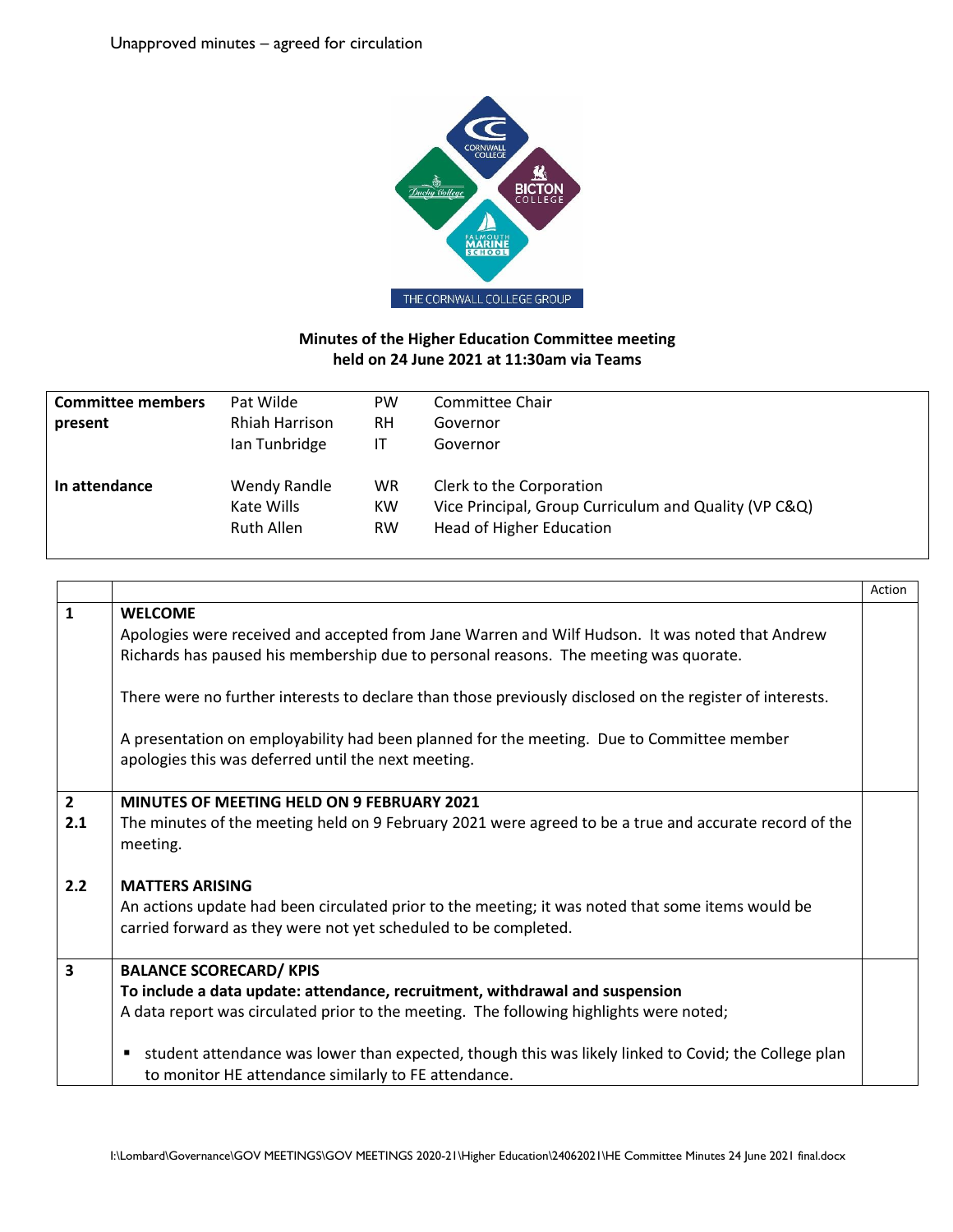Unapproved minutes – agreed for circulation

**Minutes of the Higher Education Committee meeting held on 24 June 2021 at 11:30am via Teams**

| | | | |
|---|---|---|---|
| **Committee members present** | Pat Wilde | PW | Committee Chair |
| | Rhiah Harrison | RH | Governor |
| | Ian Tunbridge | IT | Governor |
| **In attendance** | Wendy Randle | WR | Clerk to the Corporation |
| | Kate Wills | KW | Vice Principal, Group Curriculum and Quality (VP C&Q) |
| | Ruth Allen | RW | Head of Higher Education |

| | | Action |
|---|---|---|
| **1** | **WELCOME**<br>Apologies were received and accepted from Jane Warren and Wilf Hudson. It was noted that Andrew Richards has paused his membership due to personal reasons. The meeting was quorate.<br><br>There were no further interests to declare than those previously disclosed on the register of interests.<br><br>A presentation on employability had been planned for the meeting. Due to Committee member apologies this was deferred until the next meeting. | |
| **2**<br>**2.1** | **MINUTES OF MEETING HELD ON 9 FEBRUARY 2021**<br>The minutes of the meeting held on 9 February 2021 were agreed to be a true and accurate record of the meeting. | |
| **2.2** | **MATTERS ARISING**<br>An actions update had been circulated prior to the meeting; it was noted that some items would be carried forward as they were not yet scheduled to be completed. | |
| **3** | **BALANCE SCORECARD/ KPIS**<br>**To include a data update: attendance, recruitment, withdrawal and suspension**<br>A data report was circulated prior to the meeting. The following highlights were noted;<br><br>▪ student attendance was lower than expected, though this was likely linked to Covid; the College plan to monitor HE attendance similarly to FE attendance. | |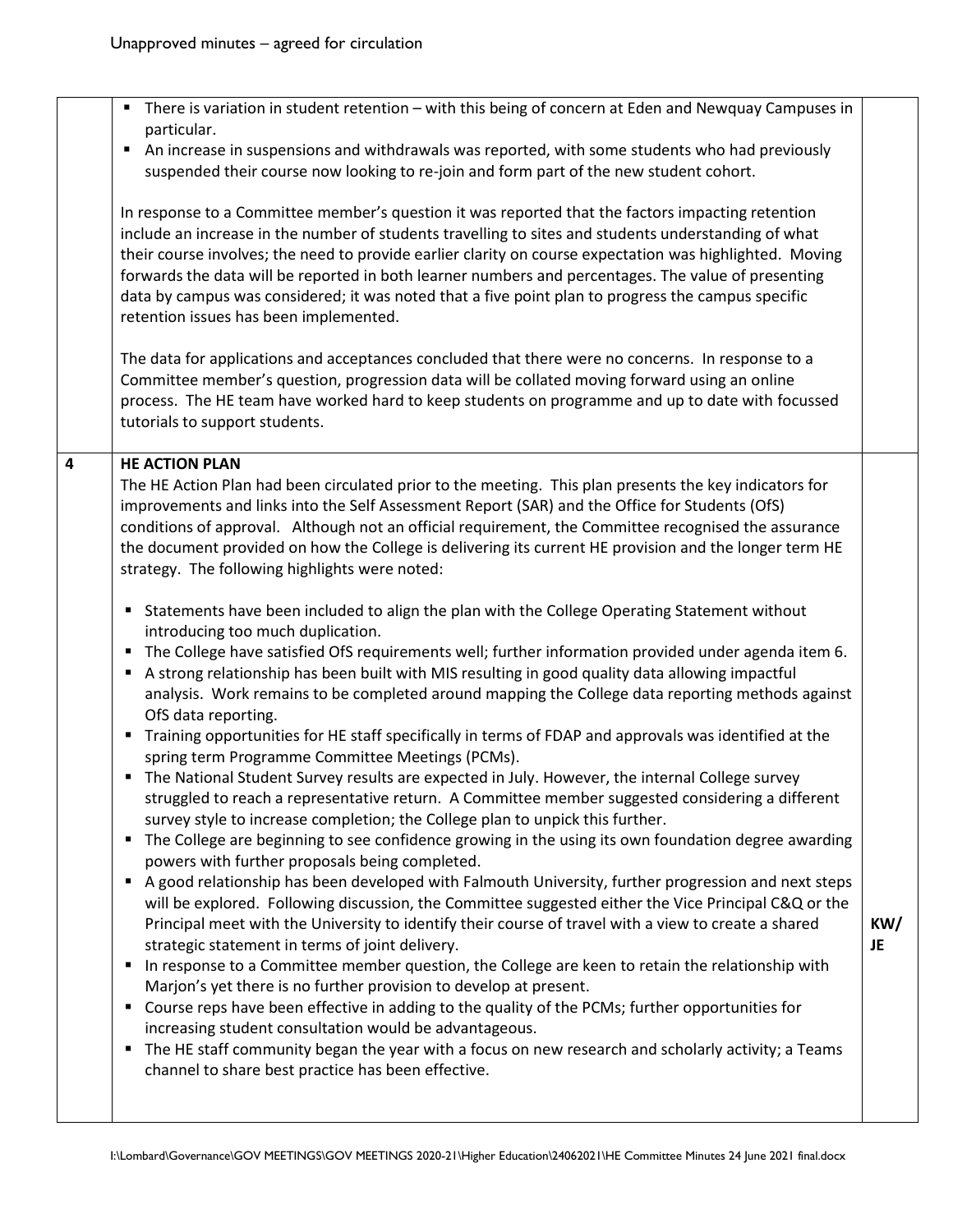Unapproved minutes – agreed for circulation

| | | |
|---|---|---|
| | ▪ There is variation in student retention – with this being of concern at Eden and Newquay Campuses in particular.<br>▪ An increase in suspensions and withdrawals was reported, with some students who had previously suspended their course now looking to re-join and form part of the new student cohort.<br><br>In response to a Committee member's question it was reported that the factors impacting retention include an increase in the number of students travelling to sites and students understanding of what their course involves; the need to provide earlier clarity on course expectation was highlighted. Moving forwards the data will be reported in both learner numbers and percentages. The value of presenting data by campus was considered; it was noted that a five point plan to progress the campus specific retention issues has been implemented.<br><br>The data for applications and acceptances concluded that there were no concerns. In response to a Committee member's question, progression data will be collated moving forward using an online process. The HE team have worked hard to keep students on programme and up to date with focussed tutorials to support students. | |
| **4** | **HE ACTION PLAN**<br>The HE Action Plan had been circulated prior to the meeting. This plan presents the key indicators for improvements and links into the Self Assessment Report (SAR) and the Office for Students (OfS) conditions of approval. Although not an official requirement, the Committee recognised the assurance the document provided on how the College is delivering its current HE provision and the longer term HE strategy. The following highlights were noted:<br><br>▪ Statements have been included to align the plan with the College Operating Statement without introducing too much duplication.<br>▪ The College have satisfied OfS requirements well; further information provided under agenda item 6.<br>▪ A strong relationship has been built with MIS resulting in good quality data allowing impactful analysis. Work remains to be completed around mapping the College data reporting methods against OfS data reporting.<br>▪ Training opportunities for HE staff specifically in terms of FDAP and approvals was identified at the spring term Programme Committee Meetings (PCMs).<br>▪ The National Student Survey results are expected in July. However, the internal College survey struggled to reach a representative return. A Committee member suggested considering a different survey style to increase completion; the College plan to unpick this further.<br>▪ The College are beginning to see confidence growing in the using its own foundation degree awarding powers with further proposals being completed.<br>▪ A good relationship has been developed with Falmouth University, further progression and next steps will be explored. Following discussion, the Committee suggested either the Vice Principal C&Q or the Principal meet with the University to identify their course of travel with a view to create a shared strategic statement in terms of joint delivery.<br>▪ In response to a Committee member question, the College are keen to retain the relationship with Marjon's yet there is no further provision to develop at present.<br>▪ Course reps have been effective in adding to the quality of the PCMs; further opportunities for increasing student consultation would be advantageous.<br>▪ The HE staff community began the year with a focus on new research and scholarly activity; a Teams channel to share best practice has been effective. | **KW/ JE** |

I:\Lombard\Governance\GOV MEETINGS\GOV MEETINGS 2020-21\Higher Education\24062021\HE Committee Minutes 24 June 2021 final.docx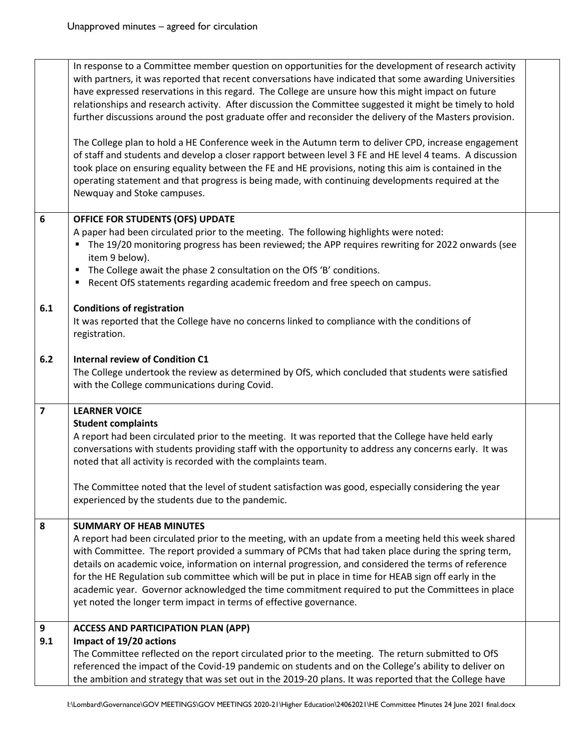| | | |
|---|---|---|
| | In response to a Committee member question on opportunities for the development of research activity with partners, it was reported that recent conversations have indicated that some awarding Universities have expressed reservations in this regard. The College are unsure how this might impact on future relationships and research activity. After discussion the Committee suggested it might be timely to hold further discussions around the post graduate offer and reconsider the delivery of the Masters provision.<br><br>The College plan to hold a HE Conference week in the Autumn term to deliver CPD, increase engagement of staff and students and develop a closer rapport between level 3 FE and HE level 4 teams. A discussion took place on ensuring equality between the FE and HE provisions, noting this aim is contained in the operating statement and that progress is being made, with continuing developments required at the Newquay and Stoke campuses. | |
| **6** | **OFFICE FOR STUDENTS (OFS) UPDATE**<br>A paper had been circulated prior to the meeting. The following highlights were noted:<br>▪ The 19/20 monitoring progress has been reviewed; the APP requires rewriting for 2022 onwards (see item 9 below).<br>▪ The College await the phase 2 consultation on the OfS 'B' conditions.<br>▪ Recent OfS statements regarding academic freedom and free speech on campus. | |
| **6.1** | **Conditions of registration**<br>It was reported that the College have no concerns linked to compliance with the conditions of registration. | |
| **6.2** | **Internal review of Condition C1**<br>The College undertook the review as determined by OfS, which concluded that students were satisfied with the College communications during Covid. | |
| **7** | **LEARNER VOICE**<br>**Student complaints**<br>A report had been circulated prior to the meeting. It was reported that the College have held early conversations with students providing staff with the opportunity to address any concerns early. It was noted that all activity is recorded with the complaints team.<br><br>The Committee noted that the level of student satisfaction was good, especially considering the year experienced by the students due to the pandemic. | |
| **8** | **SUMMARY OF HEAB MINUTES**<br>A report had been circulated prior to the meeting, with an update from a meeting held this week shared with Committee. The report provided a summary of PCMs that had taken place during the spring term, details on academic voice, information on internal progression, and considered the terms of reference for the HE Regulation sub committee which will be put in place in time for HEAB sign off early in the academic year. Governor acknowledged the time commitment required to put the Committees in place yet noted the longer term impact in terms of effective governance. | |
| **9**<br>**9.1** | **ACCESS AND PARTICIPATION PLAN (APP)**<br>**Impact of 19/20 actions**<br>The Committee reflected on the report circulated prior to the meeting. The return submitted to OfS referenced the impact of the Covid-19 pandemic on students and on the College's ability to deliver on the ambition and strategy that was set out in the 2019-20 plans. It was reported that the College have | |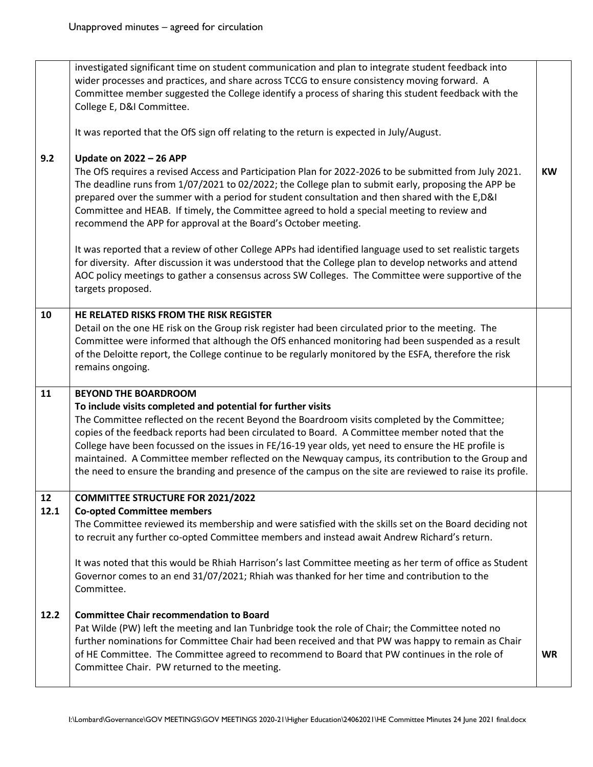| | | |
|---|---|---|
| | investigated significant time on student communication and plan to integrate student feedback into wider processes and practices, and share across TCCG to ensure consistency moving forward. A Committee member suggested the College identify a process of sharing this student feedback with the College E, D&I Committee.<br><br>It was reported that the OfS sign off relating to the return is expected in July/August. | |
| **9.2** | **Update on 2022 – 26 APP**<br>The OfS requires a revised Access and Participation Plan for 2022-2026 to be submitted from July 2021. The deadline runs from 1/07/2021 to 02/2022; the College plan to submit early, proposing the APP be prepared over the summer with a period for student consultation and then shared with the E,D&I Committee and HEAB. If timely, the Committee agreed to hold a special meeting to review and recommend the APP for approval at the Board's October meeting.<br><br>It was reported that a review of other College APPs had identified language used to set realistic targets for diversity. After discussion it was understood that the College plan to develop networks and attend AOC policy meetings to gather a consensus across SW Colleges. The Committee were supportive of the targets proposed. | **KW** |
| **10** | **HE RELATED RISKS FROM THE RISK REGISTER**<br>Detail on the one HE risk on the Group risk register had been circulated prior to the meeting. The Committee were informed that although the OfS enhanced monitoring had been suspended as a result of the Deloitte report, the College continue to be regularly monitored by the ESFA, therefore the risk remains ongoing. | |
| **11** | **BEYOND THE BOARDROOM**<br>**To include visits completed and potential for further visits**<br>The Committee reflected on the recent Beyond the Boardroom visits completed by the Committee; copies of the feedback reports had been circulated to Board. A Committee member noted that the College have been focussed on the issues in FE/16-19 year olds, yet need to ensure the HE profile is maintained. A Committee member reflected on the Newquay campus, its contribution to the Group and the need to ensure the branding and presence of the campus on the site are reviewed to raise its profile. | |
| **12**<br>**12.1** | **COMMITTEE STRUCTURE FOR 2021/2022**<br>**Co-opted Committee members**<br>The Committee reviewed its membership and were satisfied with the skills set on the Board deciding not to recruit any further co-opted Committee members and instead await Andrew Richard's return.<br><br>It was noted that this would be Rhiah Harrison's last Committee meeting as her term of office as Student Governor comes to an end 31/07/2021; Rhiah was thanked for her time and contribution to the Committee. | |
| **12.2** | **Committee Chair recommendation to Board**<br>Pat Wilde (PW) left the meeting and Ian Tunbridge took the role of Chair; the Committee noted no further nominations for Committee Chair had been received and that PW was happy to remain as Chair of HE Committee. The Committee agreed to recommend to Board that PW continues in the role of Committee Chair. PW returned to the meeting. | **WR** |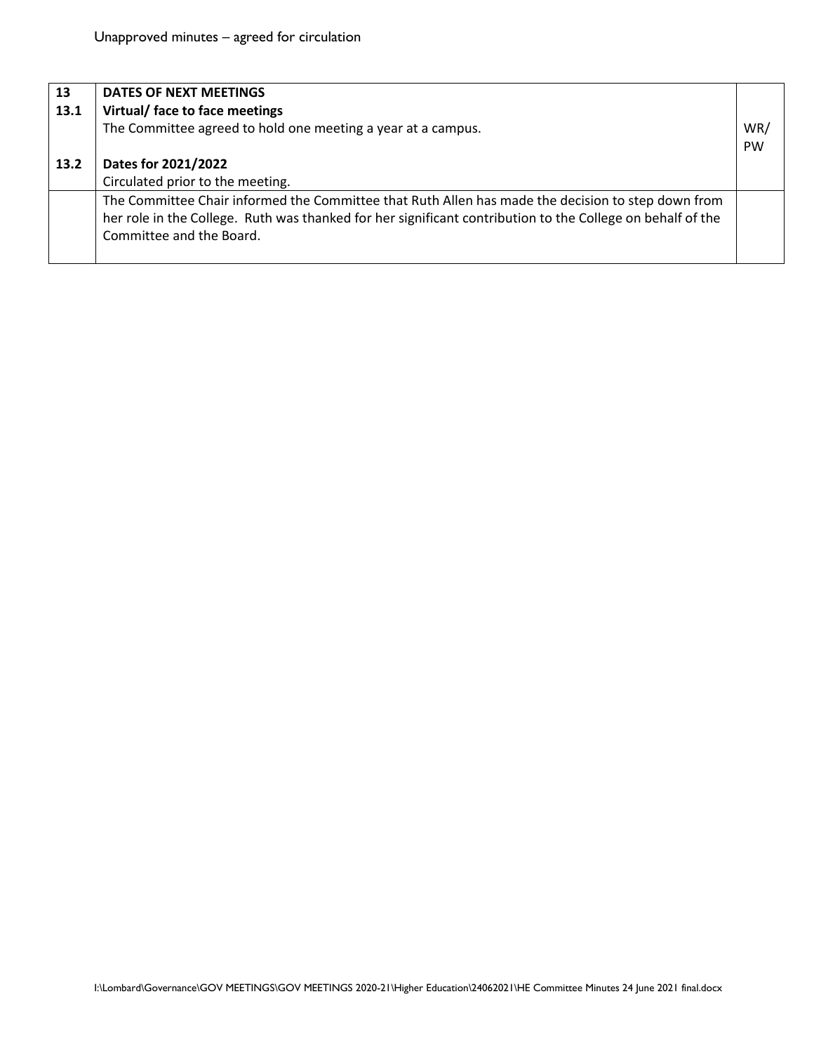Unapproved minutes – agreed for circulation

| | | |
|---|---|---|
| **13** | **DATES OF NEXT MEETINGS** | |
| **13.1** | **Virtual/ face to face meetings**<br>The Committee agreed to hold one meeting a year at a campus. | WR/ PW |
| **13.2** | **Dates for 2021/2022**<br>Circulated prior to the meeting. | |
| | The Committee Chair informed the Committee that Ruth Allen has made the decision to step down from her role in the College. Ruth was thanked for her significant contribution to the College on behalf of the Committee and the Board. | |

I:\Lombard\Governance\GOV MEETINGS\GOV MEETINGS 2020-21\Higher Education\24062021\HE Committee Minutes 24 June 2021 final.docx